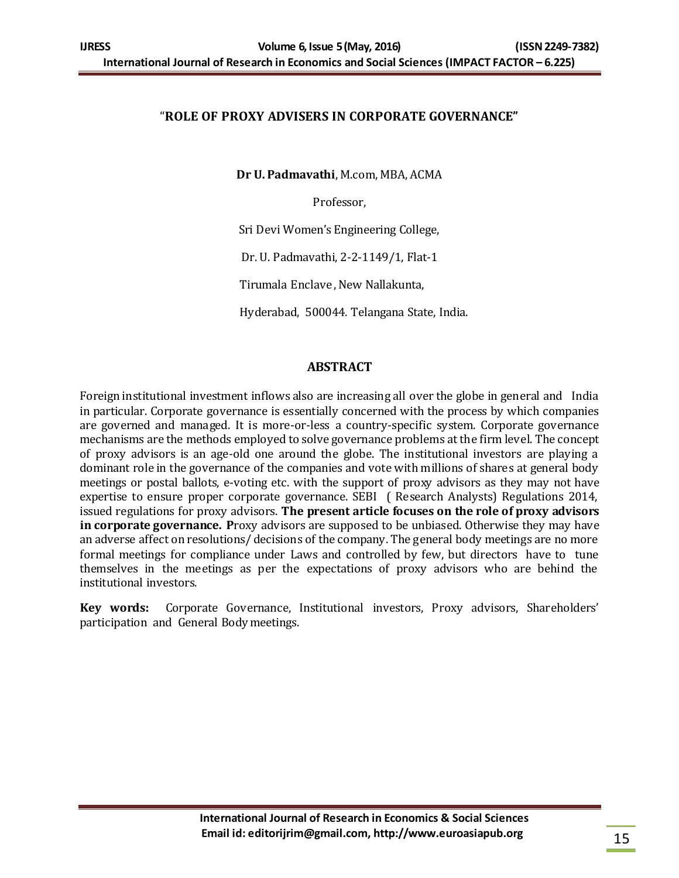# "ROLE OF PROXY ADVISERS IN CORPORATE GOVERNANCE"

**Dr U. Padmavathi**, M.com, MBA, ACMA

Professor,

Sri Devi Women's Engineering College,

Dr. U. Padmavathi, 2-2-1149/1, Flat-1

Tirumala Enclave, New Nallakunta,

Hyderabad, 500044. Telangana State, India.

## ABSTRACT

Foreign institutional investment inflows also are increasing all over the globe in general and India in particular. Corporate governance is essentially concerned with the process by which companies are governed and managed. It is more-or-less a country-specific system. Corporate governance mechanisms are the methods employed to solve governance problems at the firm level. The concept of proxy advisors is an age-old one around the globe. The institutional investors are playing a dominant role in the governance of the companies and vote with millions of shares at general body meetings or postal ballots, e-voting etc. with the support of proxy advisors as they may not have expertise to ensure proper corporate governance. SEBI ( Research Analysts) Regulations 2014, issued regulations for proxy advisors. **The present article focuses on the role of proxy advisors in corporate governance. P**roxy advisors are supposed to be unbiased. Otherwise they may have an adverse affect on resolutions/ decisions of the company. The general body meetings are no more formal meetings for compliance under Laws and controlled by few, but directors have to tune themselves in the meetings as per the expectations of proxy advisors who are behind the institutional investors.

**Key words:** Corporate Governance, Institutional investors, Proxy advisors, Shareholders' participation and General Body meetings.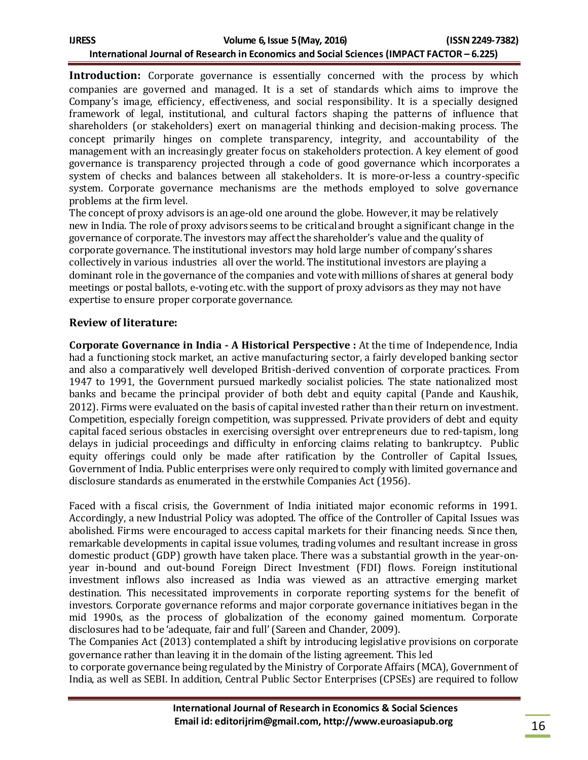**Introduction:** Corporate governance is essentially concerned with the process by which companies are governed and managed. It is a set of standards which aims to improve the Company's image, efficiency, effectiveness, and social responsibility. It is a specially designed framework of legal, institutional, and cultural factors shaping the patterns of influence that shareholders (or stakeholders) exert on managerial thinking and decision-making process. The concept primarily hinges on complete transparency, integrity, and accountability of the management with an increasingly greater focus on stakeholders protection. A key element of good governance is transparency projected through a code of good governance which incorporates a system of checks and balances between all stakeholders. It is more-or-less a country-specific system. Corporate governance mechanisms are the methods employed to solve governance problems at the firm level.

The concept of proxy advisors is an age-old one around the globe. However, it may be relatively new in India. The role of proxy advisors seems to be critical and brought a significant change in the governance of corporate. The investors may affect the shareholder's value and the quality of corporate governance. The institutional investors may hold large number of company's shares collectively in various industries all over the world. The institutional investors are playing a dominant role in the governance of the companies and vote with millions of shares at general body meetings or postal ballots, e-voting etc. with the support of proxy advisors as they may not have expertise to ensure proper corporate governance.

## Review of literature:

**Corporate Governance in India - A Historical Perspective :** At the time of Independence, India had a functioning stock market, an active manufacturing sector, a fairly developed banking sector and also a comparatively well developed British-derived convention of corporate practices. From 1947 to 1991, the Government pursued markedly socialist policies. The state nationalized most banks and became the principal provider of both debt and equity capital (Pande and Kaushik, 2012). Firms were evaluated on the basis of capital invested rather than their return on investment. Competition, especially foreign competition, was suppressed. Private providers of debt and equity capital faced serious obstacles in exercising oversight over entrepreneurs due to red-tapism, long delays in judicial proceedings and difficulty in enforcing claims relating to bankruptcy. Public equity offerings could only be made after ratification by the Controller of Capital Issues, Government of India. Public enterprises were only required to comply with limited governance and disclosure standards as enumerated in the erstwhile Companies Act (1956).

Faced with a fiscal crisis, the Government of India initiated major economic reforms in 1991. Accordingly, a new Industrial Policy was adopted. The office of the Controller of Capital Issues was abolished. Firms were encouraged to access capital markets for their financing needs. Since then, remarkable developments in capital issue volumes, trading volumes and resultant increase in gross domestic product (GDP) growth have taken place. There was a substantial growth in the year-on-year in-bound and out-bound Foreign Direct Investment (FDI) flows. Foreign institutional investment inflows also increased as India was viewed as an attractive emerging market destination. This necessitated improvements in corporate reporting systems for the benefit of investors. Corporate governance reforms and major corporate governance initiatives began in the mid 1990s, as the process of globalization of the economy gained momentum. Corporate disclosures had to be 'adequate, fair and full' (Sareen and Chander, 2009).

The Companies Act (2013) contemplated a shift by introducing legislative provisions on corporate governance rather than leaving it in the domain of the listing agreement. This led to corporate governance being regulated by the Ministry of Corporate Affairs (MCA), Government of India, as well as SEBI. In addition, Central Public Sector Enterprises (CPSEs) are required to follow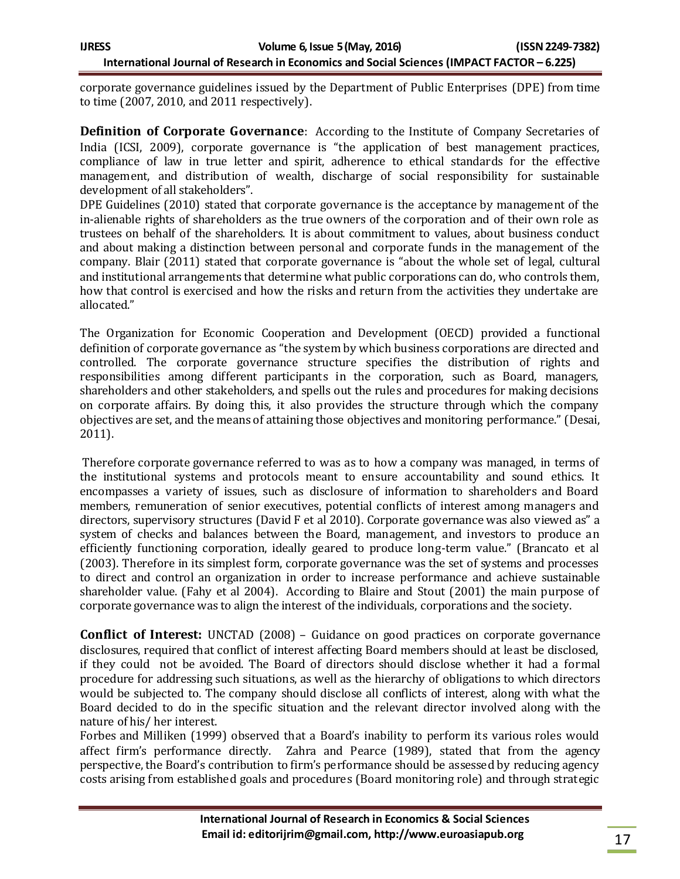corporate governance guidelines issued by the Department of Public Enterprises (DPE) from time to time (2007, 2010, and 2011 respectively).

**Definition of Corporate Governance**: According to the Institute of Company Secretaries of India (ICSI, 2009), corporate governance is "the application of best management practices, compliance of law in true letter and spirit, adherence to ethical standards for the effective management, and distribution of wealth, discharge of social responsibility for sustainable development of all stakeholders".

DPE Guidelines (2010) stated that corporate governance is the acceptance by management of the in-alienable rights of shareholders as the true owners of the corporation and of their own role as trustees on behalf of the shareholders. It is about commitment to values, about business conduct and about making a distinction between personal and corporate funds in the management of the company. Blair (2011) stated that corporate governance is "about the whole set of legal, cultural and institutional arrangements that determine what public corporations can do, who controls them, how that control is exercised and how the risks and return from the activities they undertake are allocated."

The Organization for Economic Cooperation and Development (OECD) provided a functional definition of corporate governance as "the system by which business corporations are directed and controlled. The corporate governance structure specifies the distribution of rights and responsibilities among different participants in the corporation, such as Board, managers, shareholders and other stakeholders, and spells out the rules and procedures for making decisions on corporate affairs. By doing this, it also provides the structure through which the company objectives are set, and the means of attaining those objectives and monitoring performance." (Desai, 2011).

Therefore corporate governance referred to was as to how a company was managed, in terms of the institutional systems and protocols meant to ensure accountability and sound ethics. It encompasses a variety of issues, such as disclosure of information to shareholders and Board members, remuneration of senior executives, potential conflicts of interest among managers and directors, supervisory structures (David F et al 2010). Corporate governance was also viewed as" a system of checks and balances between the Board, management, and investors to produce an efficiently functioning corporation, ideally geared to produce long-term value." (Brancato et al (2003). Therefore in its simplest form, corporate governance was the set of systems and processes to direct and control an organization in order to increase performance and achieve sustainable shareholder value. (Fahy et al 2004). According to Blaire and Stout (2001) the main purpose of corporate governance was to align the interest of the individuals, corporations and the society.

**Conflict of Interest:** UNCTAD (2008) – Guidance on good practices on corporate governance disclosures, required that conflict of interest affecting Board members should at least be disclosed, if they could not be avoided. The Board of directors should disclose whether it had a formal procedure for addressing such situations, as well as the hierarchy of obligations to which directors would be subjected to. The company should disclose all conflicts of interest, along with what the Board decided to do in the specific situation and the relevant director involved along with the nature of his/ her interest.

Forbes and Milliken (1999) observed that a Board's inability to perform its various roles would affect firm's performance directly. Zahra and Pearce (1989), stated that from the agency perspective, the Board's contribution to firm's performance should be assessed by reducing agency costs arising from established goals and procedures (Board monitoring role) and through strategic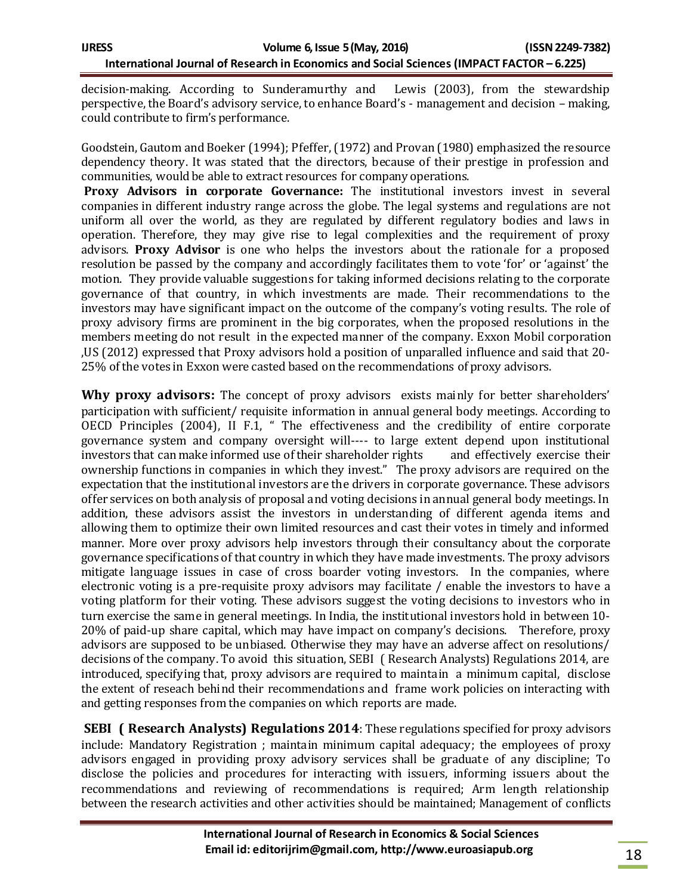decision-making. According to Sunderamurthy and Lewis (2003), from the stewardship perspective, the Board's advisory service, to enhance Board's - management and decision – making, could contribute to firm's performance.

Goodstein, Gautom and Boeker (1994); Pfeffer, (1972) and Provan (1980) emphasized the resource dependency theory. It was stated that the directors, because of their prestige in profession and communities, would be able to extract resources for company operations.

**Proxy Advisors in corporate Governance:** The institutional investors invest in several companies in different industry range across the globe. The legal systems and regulations are not uniform all over the world, as they are regulated by different regulatory bodies and laws in operation. Therefore, they may give rise to legal complexities and the requirement of proxy advisors. **Proxy Advisor** is one who helps the investors about the rationale for a proposed resolution be passed by the company and accordingly facilitates them to vote 'for' or 'against' the motion. They provide valuable suggestions for taking informed decisions relating to the corporate governance of that country, in which investments are made. Their recommendations to the investors may have significant impact on the outcome of the company's voting results. The role of proxy advisory firms are prominent in the big corporates, when the proposed resolutions in the members meeting do not result in the expected manner of the company. Exxon Mobil corporation ,US (2012) expressed that Proxy advisors hold a position of unparalled influence and said that 20-25% of the votes in Exxon were casted based on the recommendations of proxy advisors.

**Why proxy advisors:** The concept of proxy advisors exists mainly for better shareholders' participation with sufficient/ requisite information in annual general body meetings. According to OECD Principles (2004), II F.1, " The effectiveness and the credibility of entire corporate governance system and company oversight will---- to large extent depend upon institutional investors that can make informed use of their shareholder rights and effectively exercise their ownership functions in companies in which they invest." The proxy advisors are required on the expectation that the institutional investors are the drivers in corporate governance. These advisors offer services on both analysis of proposal and voting decisions in annual general body meetings. In addition, these advisors assist the investors in understanding of different agenda items and allowing them to optimize their own limited resources and cast their votes in timely and informed manner. More over proxy advisors help investors through their consultancy about the corporate governance specifications of that country in which they have made investments. The proxy advisors mitigate language issues in case of cross boarder voting investors. In the companies, where electronic voting is a pre-requisite proxy advisors may facilitate / enable the investors to have a voting platform for their voting. These advisors suggest the voting decisions to investors who in turn exercise the same in general meetings. In India, the institutional investors hold in between 10-20% of paid-up share capital, which may have impact on company's decisions. Therefore, proxy advisors are supposed to be unbiased. Otherwise they may have an adverse affect on resolutions/ decisions of the company. To avoid this situation, SEBI ( Research Analysts) Regulations 2014, are introduced, specifying that, proxy advisors are required to maintain a minimum capital, disclose the extent of reseach behind their recommendations and frame work policies on interacting with and getting responses from the companies on which reports are made.

**SEBI ( Research Analysts) Regulations 2014**: These regulations specified for proxy advisors include: Mandatory Registration ; maintain minimum capital adequacy; the employees of proxy advisors engaged in providing proxy advisory services shall be graduate of any discipline; To disclose the policies and procedures for interacting with issuers, informing issuers about the recommendations and reviewing of recommendations is required; Arm length relationship between the research activities and other activities should be maintained; Management of conflicts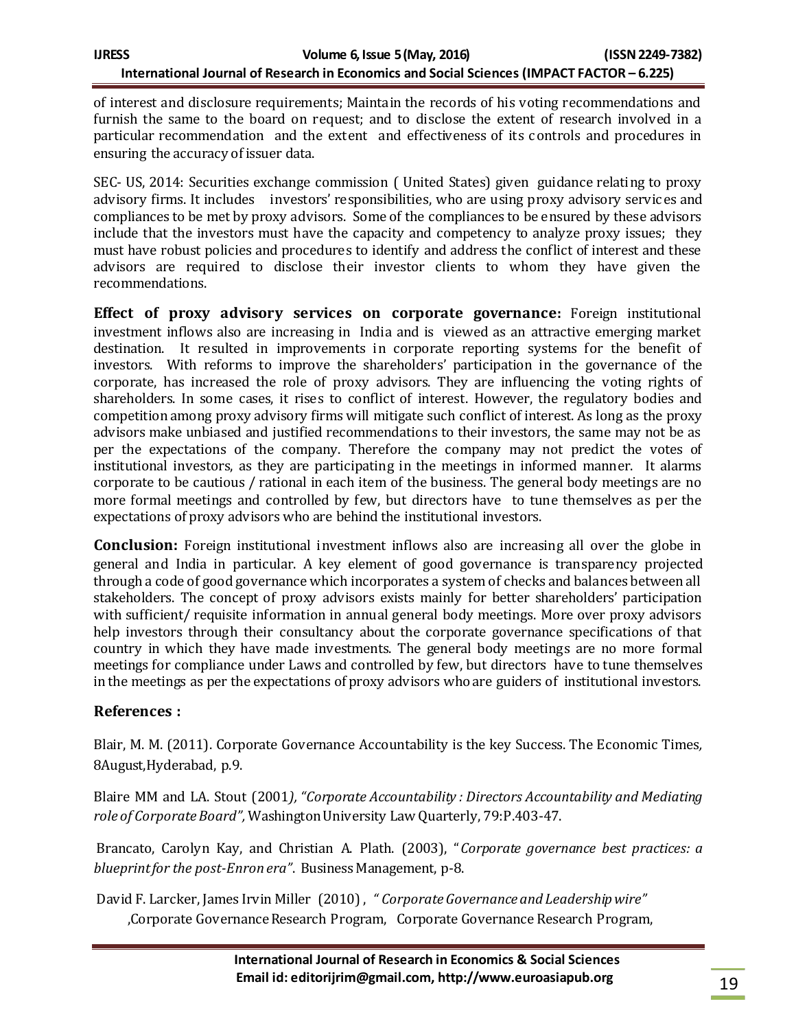of interest and disclosure requirements; Maintain the records of his voting recommendations and furnish the same to the board on request; and to disclose the extent of research involved in a particular recommendation and the extent and effectiveness of its controls and procedures in ensuring the accuracy of issuer data.

SEC- US, 2014: Securities exchange commission ( United States) given guidance relating to proxy advisory firms. It includes investors' responsibilities, who are using proxy advisory services and compliances to be met by proxy advisors. Some of the compliances to be ensured by these advisors include that the investors must have the capacity and competency to analyze proxy issues; they must have robust policies and procedures to identify and address the conflict of interest and these advisors are required to disclose their investor clients to whom they have given the recommendations.

**Effect of proxy advisory services on corporate governance:** Foreign institutional investment inflows also are increasing in India and is viewed as an attractive emerging market destination. It resulted in improvements in corporate reporting systems for the benefit of investors. With reforms to improve the shareholders' participation in the governance of the corporate, has increased the role of proxy advisors. They are influencing the voting rights of shareholders. In some cases, it rises to conflict of interest. However, the regulatory bodies and competition among proxy advisory firms will mitigate such conflict of interest. As long as the proxy advisors make unbiased and justified recommendations to their investors, the same may not be as per the expectations of the company. Therefore the company may not predict the votes of institutional investors, as they are participating in the meetings in informed manner. It alarms corporate to be cautious / rational in each item of the business. The general body meetings are no more formal meetings and controlled by few, but directors have to tune themselves as per the expectations of proxy advisors who are behind the institutional investors.

**Conclusion:** Foreign institutional investment inflows also are increasing all over the globe in general and India in particular. A key element of good governance is transparency projected through a code of good governance which incorporates a system of checks and balances between all stakeholders. The concept of proxy advisors exists mainly for better shareholders' participation with sufficient/ requisite information in annual general body meetings. More over proxy advisors help investors through their consultancy about the corporate governance specifications of that country in which they have made investments. The general body meetings are no more formal meetings for compliance under Laws and controlled by few, but directors have to tune themselves in the meetings as per the expectations of proxy advisors who are guiders of institutional investors.

## References :

Blair, M. M. (2011). Corporate Governance Accountability is the key Success. The Economic Times, 8August,Hyderabad, p.9.

Blaire MM and LA. Stout (2001*), "Corporate Accountability : Directors Accountability and Mediating role of Corporate Board",* Washington University Law Quarterly, 79:P.403-47.

Brancato, Carolyn Kay, and Christian A. Plath. (2003), "*Corporate governance best practices: a blueprint for the post-Enron era"*. Business Management, p-8.

David F. Larcker, James Irvin Miller (2010) , *" Corporate Governance and Leadership wire"* ,Corporate Governance Research Program, Corporate Governance Research Program,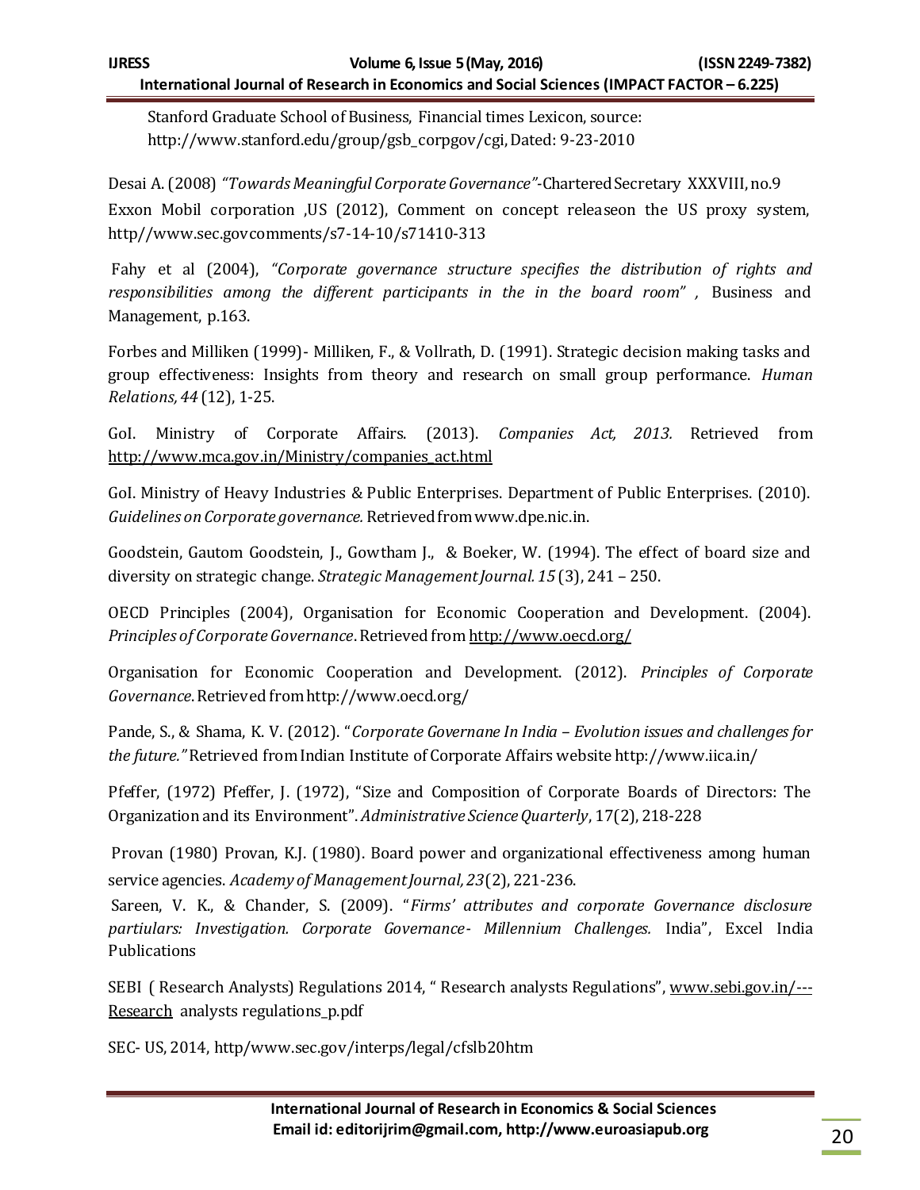Stanford Graduate School of Business, Financial times Lexicon, source: http://www.stanford.edu/group/gsb_corpgov/cgi, Dated: 9-23-2010

Desai A. (2008) *"Towards Meaningful Corporate Governance"*-Chartered Secretary XXXVIII, no.9

Exxon Mobil corporation ,US (2012), Comment on concept releaseon the US proxy system, http//www.sec.govcomments/s7-14-10/s71410-313

Fahy et al (2004), *"Corporate governance structure specifies the distribution of rights and responsibilities among the different participants in the in the board room"* , Business and Management, p.163.

Forbes and Milliken (1999)- Milliken, F., & Vollrath, D. (1991). Strategic decision making tasks and group effectiveness: Insights from theory and research on small group performance. *Human Relations, 44* (12), 1-25.

GoI. Ministry of Corporate Affairs. (2013). *Companies Act, 2013.* Retrieved from http://www.mca.gov.in/Ministry/companies_act.html

GoI. Ministry of Heavy Industries & Public Enterprises. Department of Public Enterprises. (2010). *Guidelines on Corporate governance.* Retrieved from www.dpe.nic.in.

Goodstein, Gautom Goodstein, J., Gowtham J., & Boeker, W. (1994). The effect of board size and diversity on strategic change. *Strategic Management Journal. 15* (3), 241 – 250.

OECD Principles (2004), Organisation for Economic Cooperation and Development. (2004). *Principles of Corporate Governance*. Retrieved from http://www.oecd.org/

Organisation for Economic Cooperation and Development. (2012). *Principles of Corporate Governance*. Retrieved from http://www.oecd.org/

Pande, S., & Shama, K. V. (2012). "*Corporate Governane In India – Evolution issues and challenges for the future."* Retrieved from Indian Institute of Corporate Affairs website http://www.iica.in/

Pfeffer, (1972) Pfeffer, J. (1972), "Size and Composition of Corporate Boards of Directors: The Organization and its Environment". *Administrative Science Quarterly*, 17(2), 218-228

Provan (1980) Provan, K.J. (1980). Board power and organizational effectiveness among human service agencies. *Academy of Management Journal, 23*(2), 221-236.

Sareen, V. K., & Chander, S. (2009). "*Firms' attributes and corporate Governance disclosure partiulars: Investigation. Corporate Governance- Millennium Challenges.* India", Excel India Publications

SEBI ( Research Analysts) Regulations 2014, " Research analysts Regulations", www.sebi.gov.in/---Research analysts regulations_p.pdf

SEC- US, 2014, http/www.sec.gov/interps/legal/cfslb20htm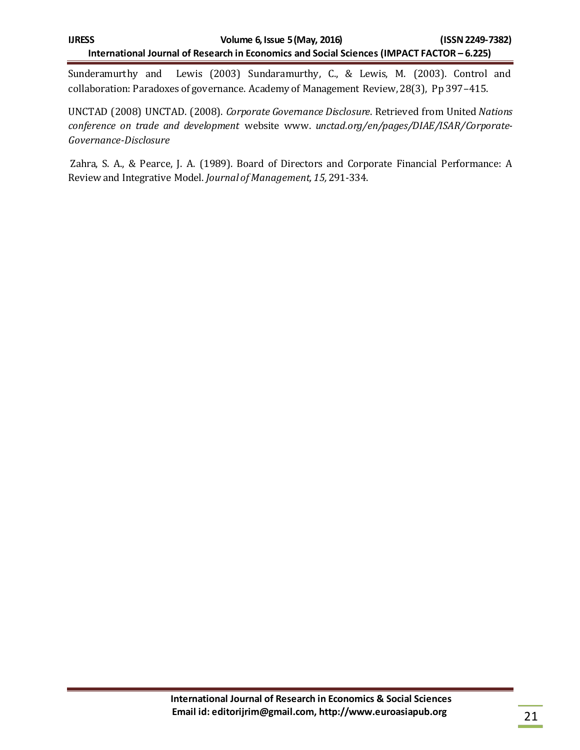Sunderamurthy and Lewis (2003) Sundaramurthy, C., & Lewis, M. (2003). Control and collaboration: Paradoxes of governance. Academy of Management Review, 28(3), Pp 397–415.

UNCTAD (2008) UNCTAD. (2008). *Corporate Governance Disclosure*. Retrieved from United *Nations conference on trade and development* website www. *unctad.org/en/pages/DIAE/ISAR/Corporate-Governance-Disclosure*

Zahra, S. A., & Pearce, J. A. (1989). Board of Directors and Corporate Financial Performance: A Review and Integrative Model. *Journal of Management, 15,* 291-334.